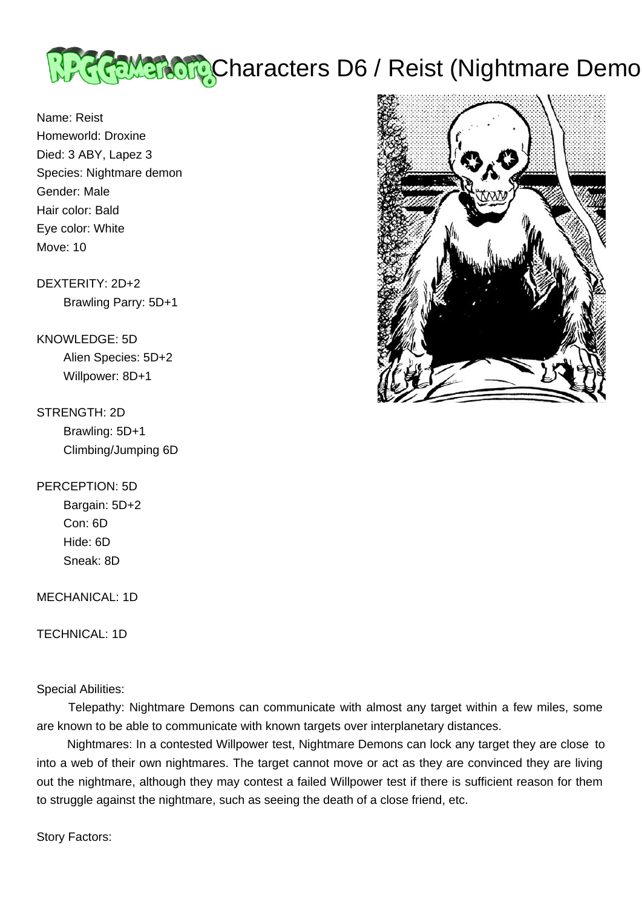# Characters D6 / Reist (Nightmare Demo

Name: Reist
Homeworld: Droxine
Died: 3 ABY, Lapez 3
Species: Nightmare demon
Gender: Male
Hair color: Bald
Eye color: White
Move: 10

DEXTERITY: 2D+2
- Brawling Parry: 5D+1

KNOWLEDGE: 5D
- Alien Species: 5D+2
- Willpower: 8D+1

STRENGTH: 2D
- Brawling: 5D+1
- Climbing/Jumping 6D

PERCEPTION: 5D
- Bargain: 5D+2
- Con: 6D
- Hide: 6D
- Sneak: 8D

MECHANICAL: 1D

TECHNICAL: 1D

Special Abilities:

Telepathy: Nightmare Demons can communicate with almost any target within a few miles, some are known to be able to communicate with known targets over interplanetary distances.

Nightmares: In a contested Willpower test, Nightmare Demons can lock any target they are close to into a web of their own nightmares. The target cannot move or act as they are convinced they are living out the nightmare, although they may contest a failed Willpower test if there is sufficient reason for them to struggle against the nightmare, such as seeing the death of a close friend, etc.

Story Factors: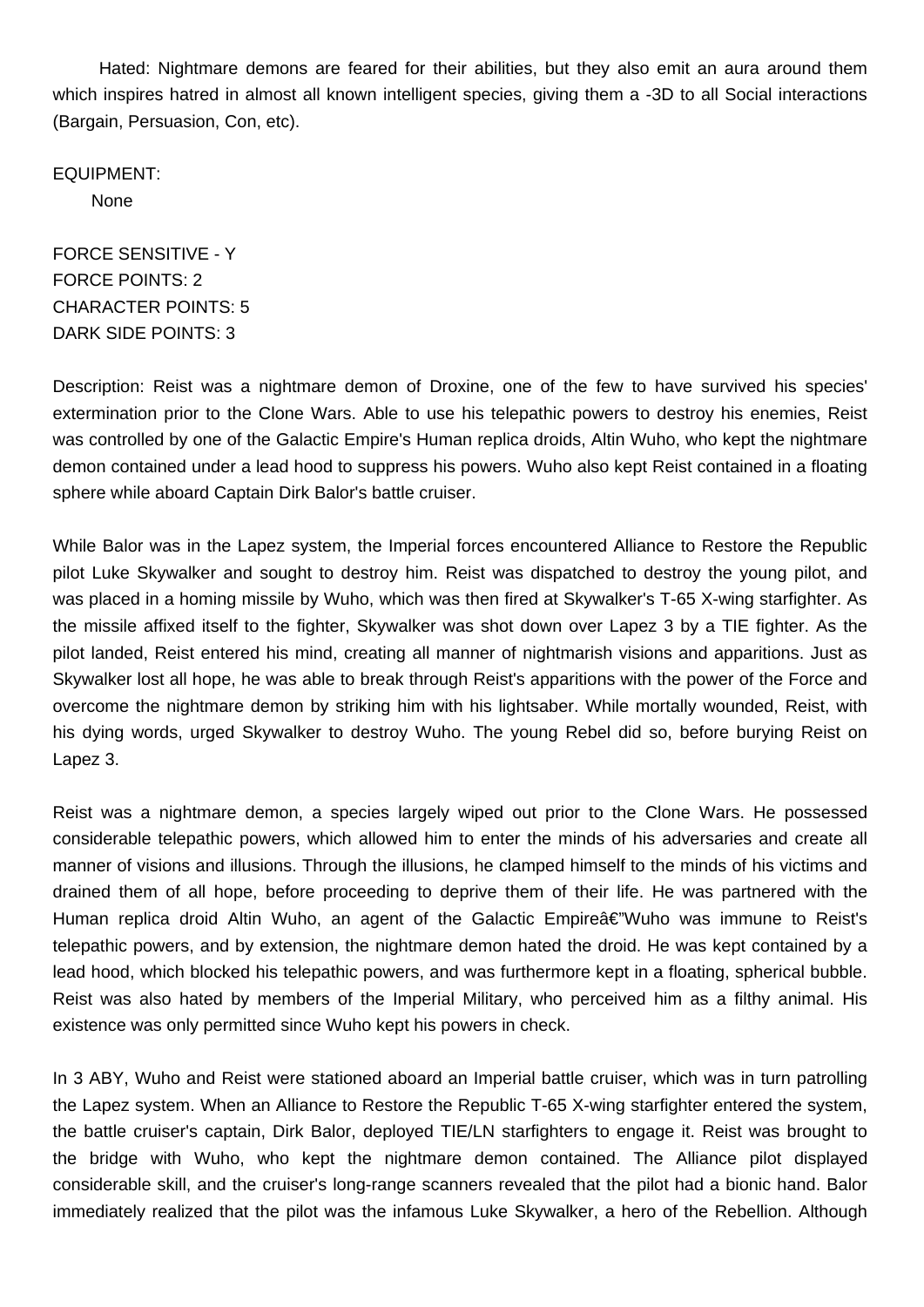Hated: Nightmare demons are feared for their abilities, but they also emit an aura around them which inspires hatred in almost all known intelligent species, giving them a -3D to all Social interactions (Bargain, Persuasion, Con, etc).

EQUIPMENT:
None

FORCE SENSITIVE - Y
FORCE POINTS: 2
CHARACTER POINTS: 5
DARK SIDE POINTS: 3

Description: Reist was a nightmare demon of Droxine, one of the few to have survived his species' extermination prior to the Clone Wars. Able to use his telepathic powers to destroy his enemies, Reist was controlled by one of the Galactic Empire's Human replica droids, Altin Wuho, who kept the nightmare demon contained under a lead hood to suppress his powers. Wuho also kept Reist contained in a floating sphere while aboard Captain Dirk Balor's battle cruiser.

While Balor was in the Lapez system, the Imperial forces encountered Alliance to Restore the Republic pilot Luke Skywalker and sought to destroy him. Reist was dispatched to destroy the young pilot, and was placed in a homing missile by Wuho, which was then fired at Skywalker's T-65 X-wing starfighter. As the missile affixed itself to the fighter, Skywalker was shot down over Lapez 3 by a TIE fighter. As the pilot landed, Reist entered his mind, creating all manner of nightmarish visions and apparitions. Just as Skywalker lost all hope, he was able to break through Reist's apparitions with the power of the Force and overcome the nightmare demon by striking him with his lightsaber. While mortally wounded, Reist, with his dying words, urged Skywalker to destroy Wuho. The young Rebel did so, before burying Reist on Lapez 3.

Reist was a nightmare demon, a species largely wiped out prior to the Clone Wars. He possessed considerable telepathic powers, which allowed him to enter the minds of his adversaries and create all manner of visions and illusions. Through the illusions, he clamped himself to the minds of his victims and drained them of all hope, before proceeding to deprive them of their life. He was partnered with the Human replica droid Altin Wuho, an agent of the Galactic Empireâ€"Wuho was immune to Reist's telepathic powers, and by extension, the nightmare demon hated the droid. He was kept contained by a lead hood, which blocked his telepathic powers, and was furthermore kept in a floating, spherical bubble. Reist was also hated by members of the Imperial Military, who perceived him as a filthy animal. His existence was only permitted since Wuho kept his powers in check.

In 3 ABY, Wuho and Reist were stationed aboard an Imperial battle cruiser, which was in turn patrolling the Lapez system. When an Alliance to Restore the Republic T-65 X-wing starfighter entered the system, the battle cruiser's captain, Dirk Balor, deployed TIE/LN starfighters to engage it. Reist was brought to the bridge with Wuho, who kept the nightmare demon contained. The Alliance pilot displayed considerable skill, and the cruiser's long-range scanners revealed that the pilot had a bionic hand. Balor immediately realized that the pilot was the infamous Luke Skywalker, a hero of the Rebellion. Although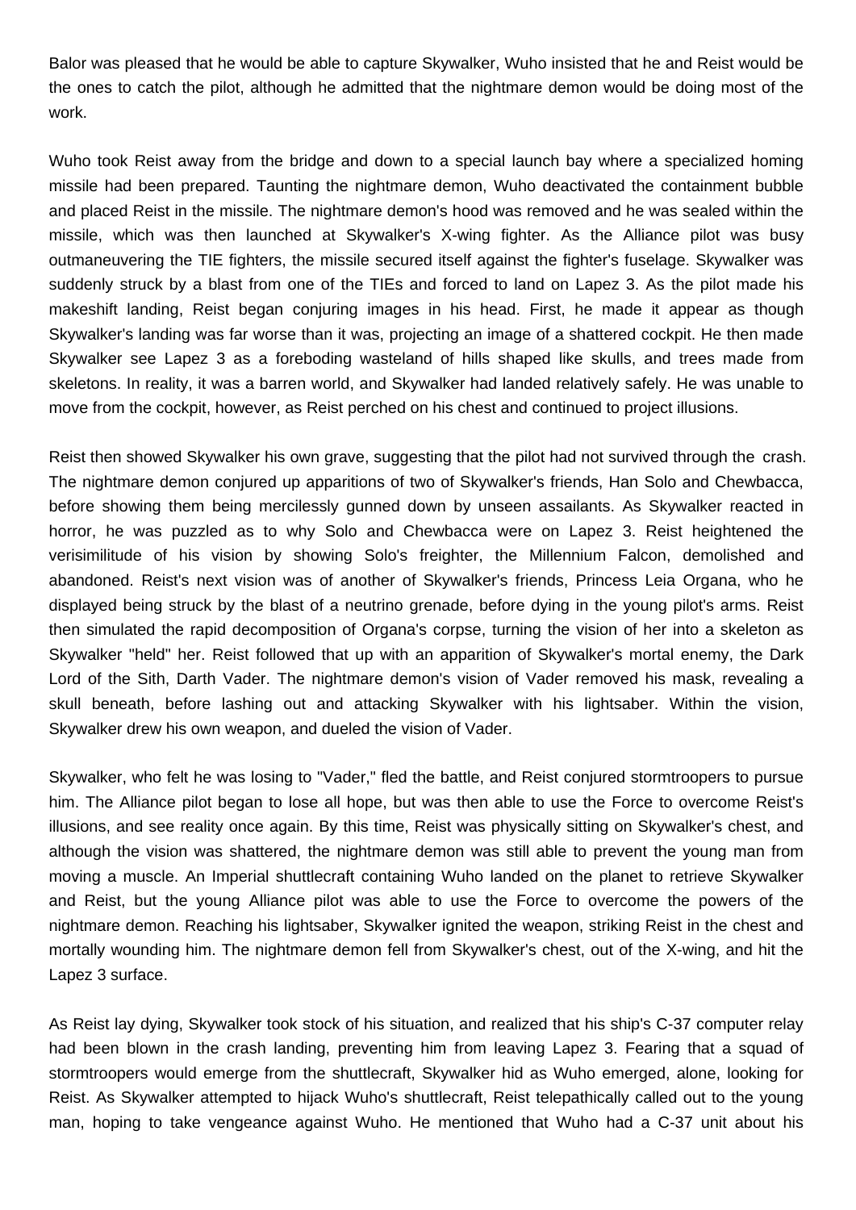Balor was pleased that he would be able to capture Skywalker, Wuho insisted that he and Reist would be the ones to catch the pilot, although he admitted that the nightmare demon would be doing most of the work.

Wuho took Reist away from the bridge and down to a special launch bay where a specialized homing missile had been prepared. Taunting the nightmare demon, Wuho deactivated the containment bubble and placed Reist in the missile. The nightmare demon's hood was removed and he was sealed within the missile, which was then launched at Skywalker's X-wing fighter. As the Alliance pilot was busy outmaneuvering the TIE fighters, the missile secured itself against the fighter's fuselage. Skywalker was suddenly struck by a blast from one of the TIEs and forced to land on Lapez 3. As the pilot made his makeshift landing, Reist began conjuring images in his head. First, he made it appear as though Skywalker's landing was far worse than it was, projecting an image of a shattered cockpit. He then made Skywalker see Lapez 3 as a foreboding wasteland of hills shaped like skulls, and trees made from skeletons. In reality, it was a barren world, and Skywalker had landed relatively safely. He was unable to move from the cockpit, however, as Reist perched on his chest and continued to project illusions.

Reist then showed Skywalker his own grave, suggesting that the pilot had not survived through the crash. The nightmare demon conjured up apparitions of two of Skywalker's friends, Han Solo and Chewbacca, before showing them being mercilessly gunned down by unseen assailants. As Skywalker reacted in horror, he was puzzled as to why Solo and Chewbacca were on Lapez 3. Reist heightened the verisimilitude of his vision by showing Solo's freighter, the Millennium Falcon, demolished and abandoned. Reist's next vision was of another of Skywalker's friends, Princess Leia Organa, who he displayed being struck by the blast of a neutrino grenade, before dying in the young pilot's arms. Reist then simulated the rapid decomposition of Organa's corpse, turning the vision of her into a skeleton as Skywalker "held" her. Reist followed that up with an apparition of Skywalker's mortal enemy, the Dark Lord of the Sith, Darth Vader. The nightmare demon's vision of Vader removed his mask, revealing a skull beneath, before lashing out and attacking Skywalker with his lightsaber. Within the vision, Skywalker drew his own weapon, and dueled the vision of Vader.

Skywalker, who felt he was losing to "Vader," fled the battle, and Reist conjured stormtroopers to pursue him. The Alliance pilot began to lose all hope, but was then able to use the Force to overcome Reist's illusions, and see reality once again. By this time, Reist was physically sitting on Skywalker's chest, and although the vision was shattered, the nightmare demon was still able to prevent the young man from moving a muscle. An Imperial shuttlecraft containing Wuho landed on the planet to retrieve Skywalker and Reist, but the young Alliance pilot was able to use the Force to overcome the powers of the nightmare demon. Reaching his lightsaber, Skywalker ignited the weapon, striking Reist in the chest and mortally wounding him. The nightmare demon fell from Skywalker's chest, out of the X-wing, and hit the Lapez 3 surface.

As Reist lay dying, Skywalker took stock of his situation, and realized that his ship's C-37 computer relay had been blown in the crash landing, preventing him from leaving Lapez 3. Fearing that a squad of stormtroopers would emerge from the shuttlecraft, Skywalker hid as Wuho emerged, alone, looking for Reist. As Skywalker attempted to hijack Wuho's shuttlecraft, Reist telepathically called out to the young man, hoping to take vengeance against Wuho. He mentioned that Wuho had a C-37 unit about his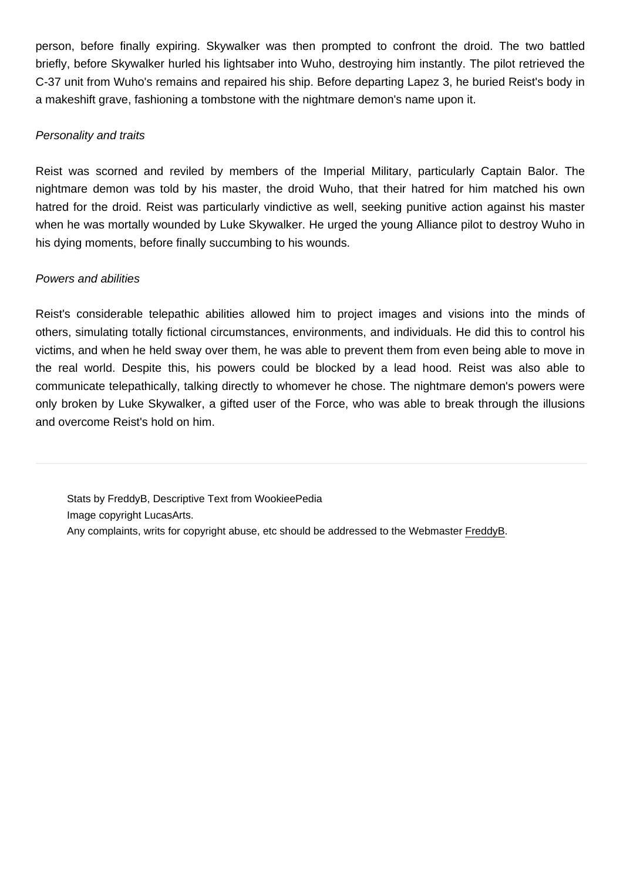person, before finally expiring. Skywalker was then prompted to confront the droid. The two battled briefly, before Skywalker hurled his lightsaber into Wuho, destroying him instantly. The pilot retrieved the C-37 unit from Wuho's remains and repaired his ship. Before departing Lapez 3, he buried Reist's body in a makeshift grave, fashioning a tombstone with the nightmare demon's name upon it.

*Personality and traits*

Reist was scorned and reviled by members of the Imperial Military, particularly Captain Balor. The nightmare demon was told by his master, the droid Wuho, that their hatred for him matched his own hatred for the droid. Reist was particularly vindictive as well, seeking punitive action against his master when he was mortally wounded by Luke Skywalker. He urged the young Alliance pilot to destroy Wuho in his dying moments, before finally succumbing to his wounds.

*Powers and abilities*

Reist's considerable telepathic abilities allowed him to project images and visions into the minds of others, simulating totally fictional circumstances, environments, and individuals. He did this to control his victims, and when he held sway over them, he was able to prevent them from even being able to move in the real world. Despite this, his powers could be blocked by a lead hood. Reist was also able to communicate telepathically, talking directly to whomever he chose. The nightmare demon's powers were only broken by Luke Skywalker, a gifted user of the Force, who was able to break through the illusions and overcome Reist's hold on him.

---

Stats by FreddyB, Descriptive Text from WookieePedia
Image copyright LucasArts.
Any complaints, writs for copyright abuse, etc should be addressed to the Webmaster FreddyB.